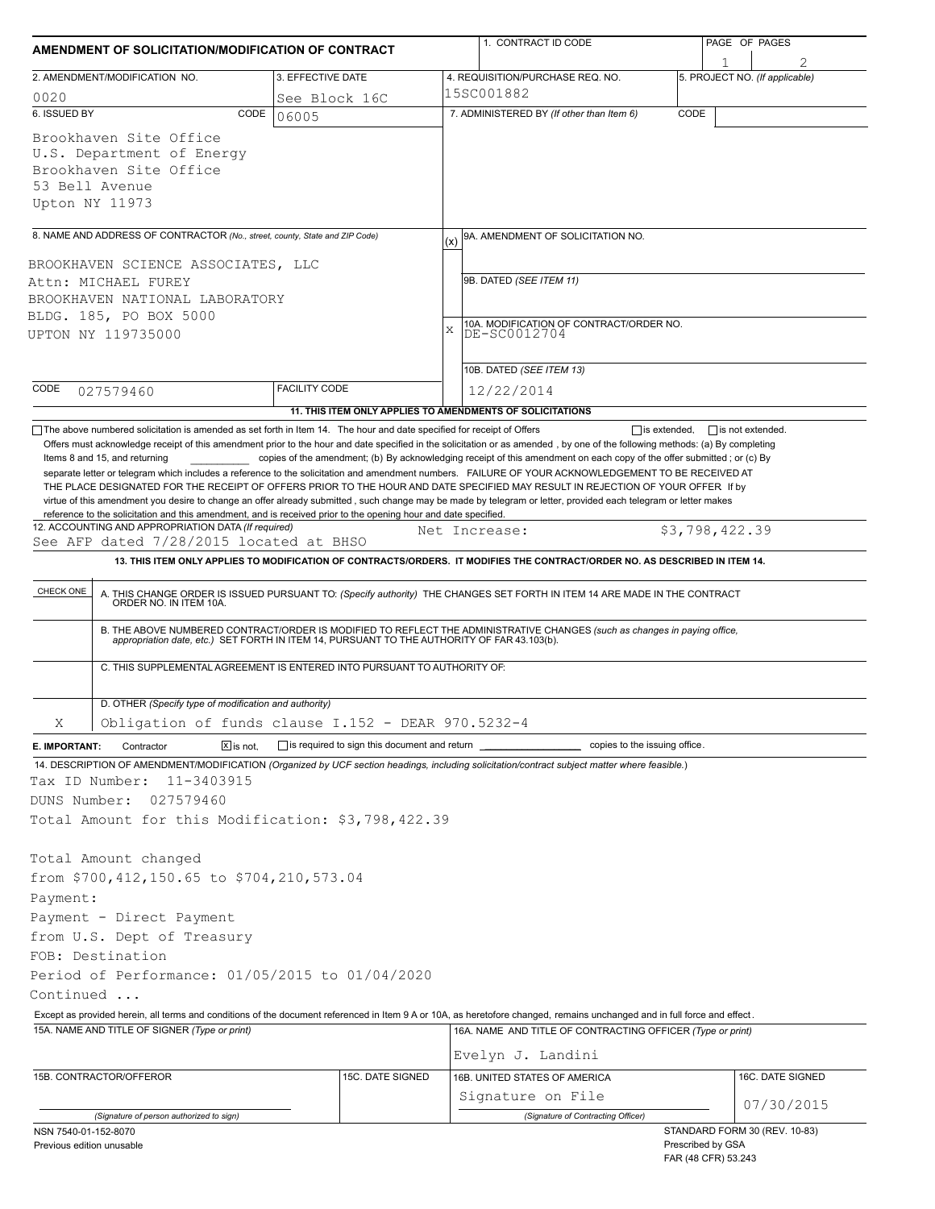# AMENDMENT OF SOLICITATION/MODIFICATION OF CONTRACT

| 1. CONTRACT ID CODE | PAGE OF PAGES |
|---|---|
| | 1 of 2 |

| 2. AMENDMENT/MODIFICATION NO. | 3. EFFECTIVE DATE | 4. REQUISITION/PURCHASE REQ. NO. | 5. PROJECT NO. (If applicable) |
|---|---|---|---|
| 0020 | See Block 16C | 15SC001882 | |

**6. ISSUED BY** CODE 06005

Brookhaven Site Office
U.S. Department of Energy
Brookhaven Site Office
53 Bell Avenue
Upton NY 11973

**7. ADMINISTERED BY** (If other than Item 6) CODE

**8. NAME AND ADDRESS OF CONTRACTOR** (No., street, county, State and ZIP Code)

BROOKHAVEN SCIENCE ASSOCIATES, LLC
Attn: MICHAEL FUREY
BROOKHAVEN NATIONAL LABORATORY
BLDG. 185, PO BOX 5000
UPTON NY 119735000

CODE 027579460 FACILITY CODE

(x) 9A. AMENDMENT OF SOLICITATION NO.

9B. DATED (SEE ITEM 11)

X 10A. MODIFICATION OF CONTRACT/ORDER NO. DE-SC0012704

10B. DATED (SEE ITEM 13) 12/22/2014

**11. THIS ITEM ONLY APPLIES TO AMENDMENTS OF SOLICITATIONS**

☐ The above numbered solicitation is amended as set forth in Item 14. The hour and date specified for receipt of Offers ☐ is extended, ☐ is not extended.

Offers must acknowledge receipt of this amendment prior to the hour and date specified in the solicitation or as amended , by one of the following methods: (a) By completing Items 8 and 15, and returning ____________ copies of the amendment; (b) By acknowledging receipt of this amendment on each copy of the offer submitted ; or (c) By separate letter or telegram which includes a reference to the solicitation and amendment numbers. FAILURE OF YOUR ACKNOWLEDGEMENT TO BE RECEIVED AT THE PLACE DESIGNATED FOR THE RECEIPT OF OFFERS PRIOR TO THE HOUR AND DATE SPECIFIED MAY RESULT IN REJECTION OF YOUR OFFER If by virtue of this amendment you desire to change an offer already submitted , such change may be made by telegram or letter, provided each telegram or letter makes reference to the solicitation and this amendment, and is received prior to the opening hour and date specified.

**12. ACCOUNTING AND APPROPRIATION DATA** (If required)
See AFP dated 7/28/2015 located at BHSO    Net Increase: $3,798,422.39

**13. THIS ITEM ONLY APPLIES TO MODIFICATION OF CONTRACTS/ORDERS. IT MODIFIES THE CONTRACT/ORDER NO. AS DESCRIBED IN ITEM 14.**

| CHECK ONE | |
|---|---|
| | A. THIS CHANGE ORDER IS ISSUED PURSUANT TO: (Specify authority) THE CHANGES SET FORTH IN ITEM 14 ARE MADE IN THE CONTRACT ORDER NO. IN ITEM 10A. |
| | B. THE ABOVE NUMBERED CONTRACT/ORDER IS MODIFIED TO REFLECT THE ADMINISTRATIVE CHANGES (such as changes in paying office, appropriation date, etc.) SET FORTH IN ITEM 14, PURSUANT TO THE AUTHORITY OF FAR 43.103(b). |
| | C. THIS SUPPLEMENTAL AGREEMENT IS ENTERED INTO PURSUANT TO AUTHORITY OF: |
| X | D. OTHER (Specify type of modification and authority) Obligation of funds clause I.152 - DEAR 970.5232-4 |

**E. IMPORTANT:** Contractor ☒ is not, ☐ is required to sign this document and return ____________ copies to the issuing office.

**14. DESCRIPTION OF AMENDMENT/MODIFICATION** (Organized by UCF section headings, including solicitation/contract subject matter where feasible.)

Tax ID Number: 11-3403915
DUNS Number: 027579460
Total Amount for this Modification: $3,798,422.39

Total Amount changed
from $700,412,150.65 to $704,210,573.04
Payment:
Payment - Direct Payment
from U.S. Dept of Treasury
FOB: Destination
Period of Performance: 01/05/2015 to 01/04/2020
Continued ...

Except as provided herein, all terms and conditions of the document referenced in Item 9 A or 10A, as heretofore changed, remains unchanged and in full force and effect.

| 15A. NAME AND TITLE OF SIGNER (Type or print) | | 16A. NAME AND TITLE OF CONTRACTING OFFICER (Type or print) | |
|---|---|---|---|
| | | Evelyn J. Landini | |
| 15B. CONTRACTOR/OFFEROR | 15C. DATE SIGNED | 16B. UNITED STATES OF AMERICA | 16C. DATE SIGNED |
| (Signature of person authorized to sign) | | Signature on File (Signature of Contracting Officer) | 07/30/2015 |

NSN 7540-01-152-8070
Previous edition unusable

STANDARD FORM 30 (REV. 10-83)
Prescribed by GSA
FAR (48 CFR) 53.243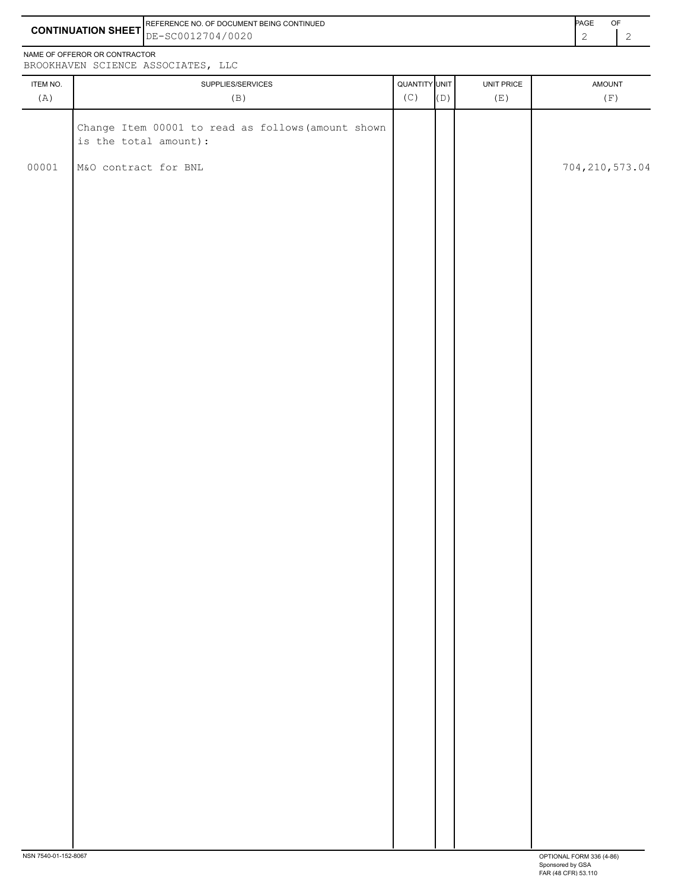**CONTINUATION SHEET**

REFERENCE NO. OF DOCUMENT BEING CONTINUED: DE-SC0012704/0020

NAME OF OFFEROR OR CONTRACTOR: BROOKHAVEN SCIENCE ASSOCIATES, LLC

| ITEM NO. (A) | SUPPLIES/SERVICES (B) | QUANTITY (C) | UNIT (D) | UNIT PRICE (E) | AMOUNT (F) |
|---|---|---|---|---|---|
| | Change Item 00001 to read as follows(amount shown is the total amount): | | | | |
| 00001 | M&O contract for BNL | | | | 704,210,573.04 |

NSN 7540-01-152-8067

OPTIONAL FORM 336 (4-86)
Sponsored by GSA
FAR (48 CFR) 53.110